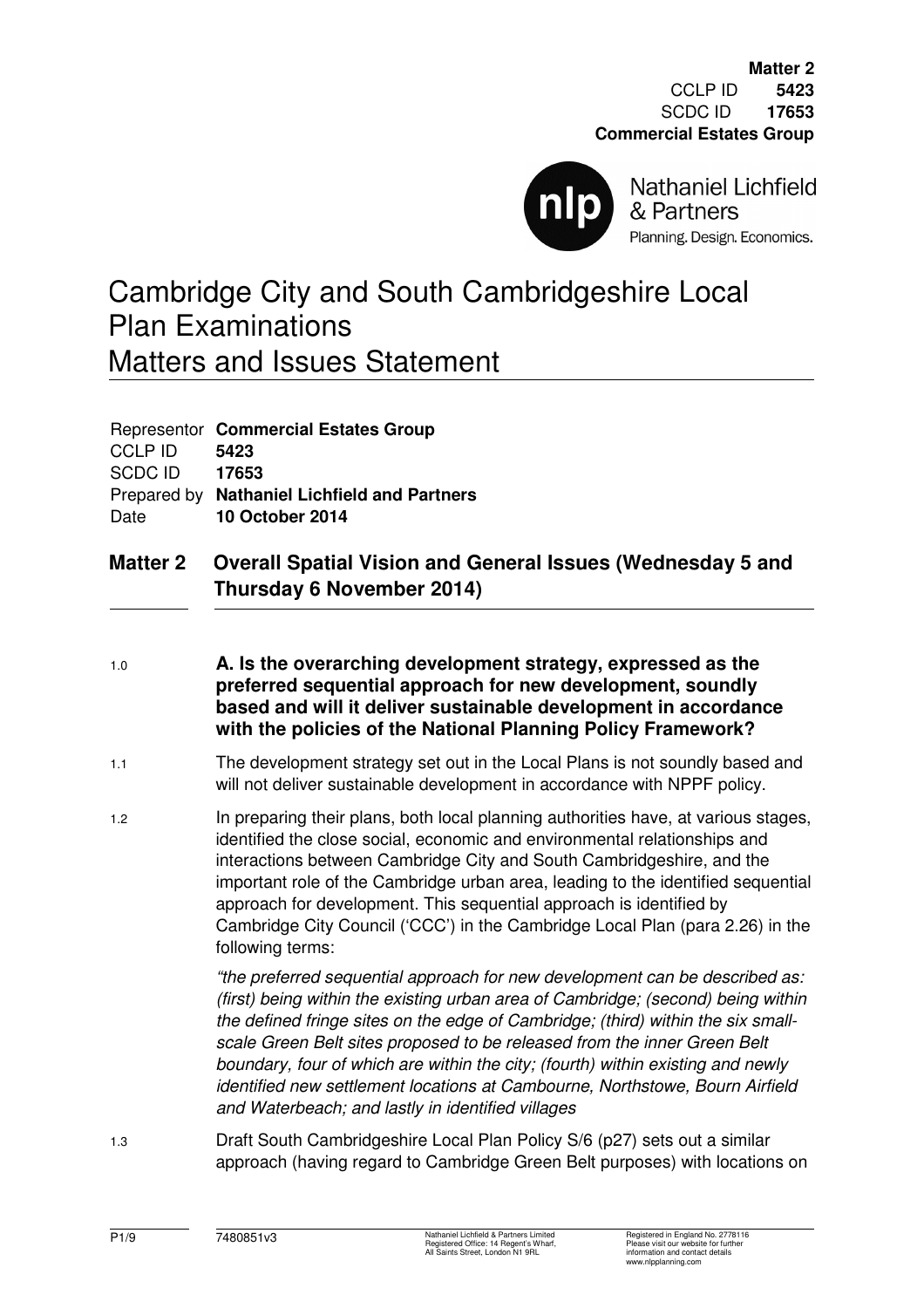**Matter 2**
CCLP ID **5423**
SCDC ID **17653**
**Commercial Estates Group**

Nathaniel Lichfield & Partners
Planning. Design. Economics.

# Cambridge City and South Cambridgeshire Local Plan Examinations
# Matters and Issues Statement

| | |
|---|---|
| Representor | **Commercial Estates Group** |
| CCLP ID | **5423** |
| SCDC ID | **17653** |
| Prepared by | **Nathaniel Lichfield and Partners** |
| Date | **10 October 2014** |

## Matter 2 Overall Spatial Vision and General Issues (Wednesday 5 and Thursday 6 November 2014)

### 1.0 A. Is the overarching development strategy, expressed as the preferred sequential approach for new development, soundly based and will it deliver sustainable development in accordance with the policies of the National Planning Policy Framework?

1.1 The development strategy set out in the Local Plans is not soundly based and will not deliver sustainable development in accordance with NPPF policy.

1.2 In preparing their plans, both local planning authorities have, at various stages, identified the close social, economic and environmental relationships and interactions between Cambridge City and South Cambridgeshire, and the important role of the Cambridge urban area, leading to the identified sequential approach for development. This sequential approach is identified by Cambridge City Council ('CCC') in the Cambridge Local Plan (para 2.26) in the following terms:

*"the preferred sequential approach for new development can be described as: (first) being within the existing urban area of Cambridge; (second) being within the defined fringe sites on the edge of Cambridge; (third) within the six small-scale Green Belt sites proposed to be released from the inner Green Belt boundary, four of which are within the city; (fourth) within existing and newly identified new settlement locations at Cambourne, Northstowe, Bourn Airfield and Waterbeach; and lastly in identified villages*

1.3 Draft South Cambridgeshire Local Plan Policy S/6 (p27) sets out a similar approach (having regard to Cambridge Green Belt purposes) with locations on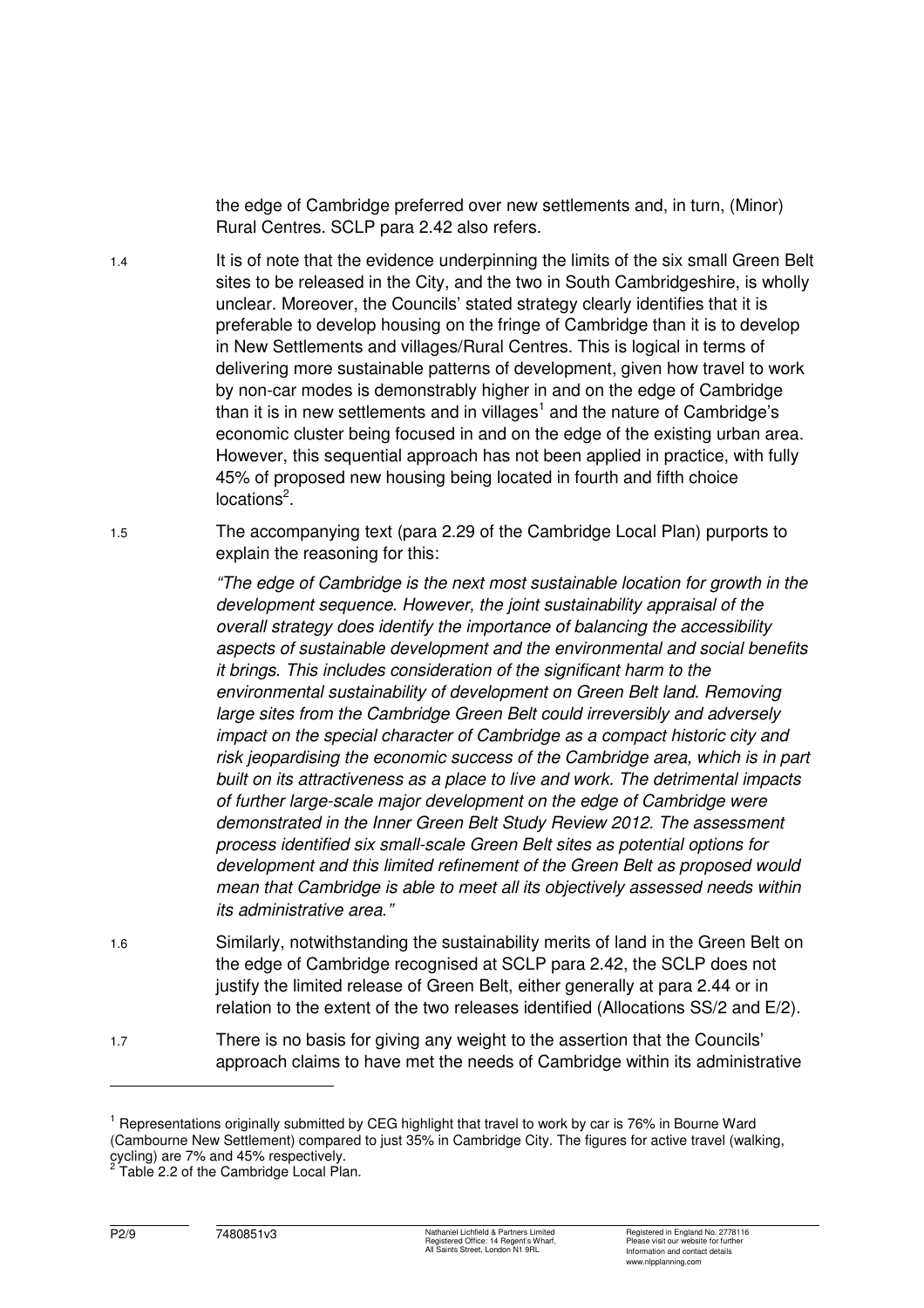the edge of Cambridge preferred over new settlements and, in turn, (Minor) Rural Centres. SCLP para 2.42 also refers.

1.4 It is of note that the evidence underpinning the limits of the six small Green Belt sites to be released in the City, and the two in South Cambridgeshire, is wholly unclear. Moreover, the Councils' stated strategy clearly identifies that it is preferable to develop housing on the fringe of Cambridge than it is to develop in New Settlements and villages/Rural Centres. This is logical in terms of delivering more sustainable patterns of development, given how travel to work by non-car modes is demonstrably higher in and on the edge of Cambridge than it is in new settlements and in villages[1] and the nature of Cambridge's economic cluster being focused in and on the edge of the existing urban area. However, this sequential approach has not been applied in practice, with fully 45% of proposed new housing being located in fourth and fifth choice locations[2].

1.5 The accompanying text (para 2.29 of the Cambridge Local Plan) purports to explain the reasoning for this:

> *"The edge of Cambridge is the next most sustainable location for growth in the development sequence. However, the joint sustainability appraisal of the overall strategy does identify the importance of balancing the accessibility aspects of sustainable development and the environmental and social benefits it brings. This includes consideration of the significant harm to the environmental sustainability of development on Green Belt land. Removing large sites from the Cambridge Green Belt could irreversibly and adversely impact on the special character of Cambridge as a compact historic city and risk jeopardising the economic success of the Cambridge area, which is in part built on its attractiveness as a place to live and work. The detrimental impacts of further large-scale major development on the edge of Cambridge were demonstrated in the Inner Green Belt Study Review 2012. The assessment process identified six small-scale Green Belt sites as potential options for development and this limited refinement of the Green Belt as proposed would mean that Cambridge is able to meet all its objectively assessed needs within its administrative area."*

1.6 Similarly, notwithstanding the sustainability merits of land in the Green Belt on the edge of Cambridge recognised at SCLP para 2.42, the SCLP does not justify the limited release of Green Belt, either generally at para 2.44 or in relation to the extent of the two releases identified (Allocations SS/2 and E/2).

1.7 There is no basis for giving any weight to the assertion that the Councils' approach claims to have met the needs of Cambridge within its administrative

---

[1] Representations originally submitted by CEG highlight that travel to work by car is 76% in Bourne Ward (Cambourne New Settlement) compared to just 35% in Cambridge City. The figures for active travel (walking, cycling) are 7% and 45% respectively.

[2] Table 2.2 of the Cambridge Local Plan.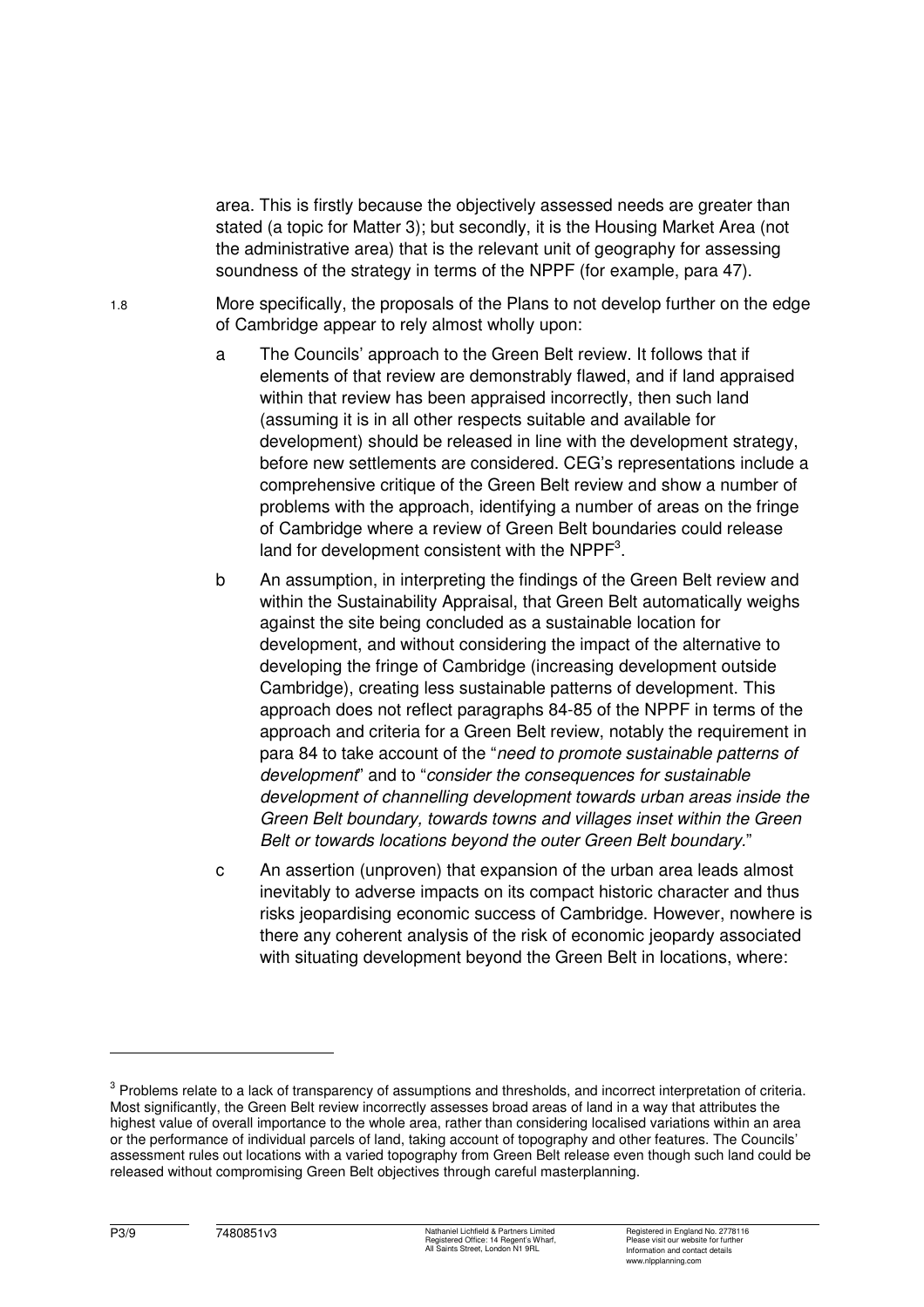area. This is firstly because the objectively assessed needs are greater than stated (a topic for Matter 3); but secondly, it is the Housing Market Area (not the administrative area) that is the relevant unit of geography for assessing soundness of the strategy in terms of the NPPF (for example, para 47).

1.8 More specifically, the proposals of the Plans to not develop further on the edge of Cambridge appear to rely almost wholly upon:

a The Councils' approach to the Green Belt review. It follows that if elements of that review are demonstrably flawed, and if land appraised within that review has been appraised incorrectly, then such land (assuming it is in all other respects suitable and available for development) should be released in line with the development strategy, before new settlements are considered. CEG's representations include a comprehensive critique of the Green Belt review and show a number of problems with the approach, identifying a number of areas on the fringe of Cambridge where a review of Green Belt boundaries could release land for development consistent with the NPPF[3].

b An assumption, in interpreting the findings of the Green Belt review and within the Sustainability Appraisal, that Green Belt automatically weighs against the site being concluded as a sustainable location for development, and without considering the impact of the alternative to developing the fringe of Cambridge (increasing development outside Cambridge), creating less sustainable patterns of development. This approach does not reflect paragraphs 84-85 of the NPPF in terms of the approach and criteria for a Green Belt review, notably the requirement in para 84 to take account of the "*need to promote sustainable patterns of development*" and to "*consider the consequences for sustainable development of channelling development towards urban areas inside the Green Belt boundary, towards towns and villages inset within the Green Belt or towards locations beyond the outer Green Belt boundary.*"

c An assertion (unproven) that expansion of the urban area leads almost inevitably to adverse impacts on its compact historic character and thus risks jeopardising economic success of Cambridge. However, nowhere is there any coherent analysis of the risk of economic jeopardy associated with situating development beyond the Green Belt in locations, where:

---

[3] Problems relate to a lack of transparency of assumptions and thresholds, and incorrect interpretation of criteria. Most significantly, the Green Belt review incorrectly assesses broad areas of land in a way that attributes the highest value of overall importance to the whole area, rather than considering localised variations within an area or the performance of individual parcels of land, taking account of topography and other features. The Councils' assessment rules out locations with a varied topography from Green Belt release even though such land could be released without compromising Green Belt objectives through careful masterplanning.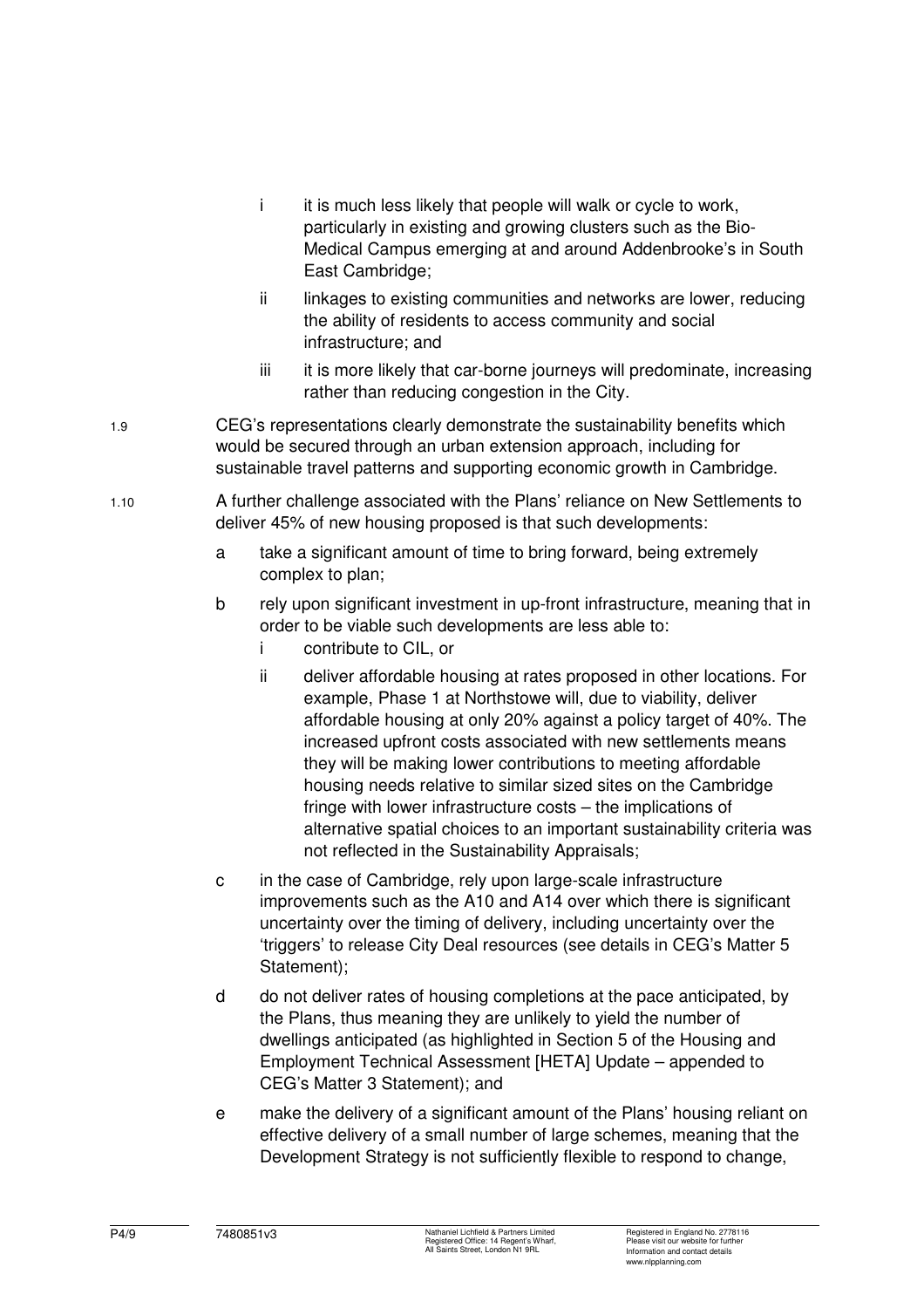i it is much less likely that people will walk or cycle to work, particularly in existing and growing clusters such as the Bio-Medical Campus emerging at and around Addenbrooke's in South East Cambridge;

ii linkages to existing communities and networks are lower, reducing the ability of residents to access community and social infrastructure; and

iii it is more likely that car-borne journeys will predominate, increasing rather than reducing congestion in the City.

1.9 CEG's representations clearly demonstrate the sustainability benefits which would be secured through an urban extension approach, including for sustainable travel patterns and supporting economic growth in Cambridge.

1.10 A further challenge associated with the Plans' reliance on New Settlements to deliver 45% of new housing proposed is that such developments:

a take a significant amount of time to bring forward, being extremely complex to plan;

b rely upon significant investment in up-front infrastructure, meaning that in order to be viable such developments are less able to:

   i contribute to CIL, or

   ii deliver affordable housing at rates proposed in other locations. For example, Phase 1 at Northstowe will, due to viability, deliver affordable housing at only 20% against a policy target of 40%. The increased upfront costs associated with new settlements means they will be making lower contributions to meeting affordable housing needs relative to similar sized sites on the Cambridge fringe with lower infrastructure costs – the implications of alternative spatial choices to an important sustainability criteria was not reflected in the Sustainability Appraisals;

c in the case of Cambridge, rely upon large-scale infrastructure improvements such as the A10 and A14 over which there is significant uncertainty over the timing of delivery, including uncertainty over the 'triggers' to release City Deal resources (see details in CEG's Matter 5 Statement);

d do not deliver rates of housing completions at the pace anticipated, by the Plans, thus meaning they are unlikely to yield the number of dwellings anticipated (as highlighted in Section 5 of the Housing and Employment Technical Assessment [HETA] Update – appended to CEG's Matter 3 Statement); and

e make the delivery of a significant amount of the Plans' housing reliant on effective delivery of a small number of large schemes, meaning that the Development Strategy is not sufficiently flexible to respond to change,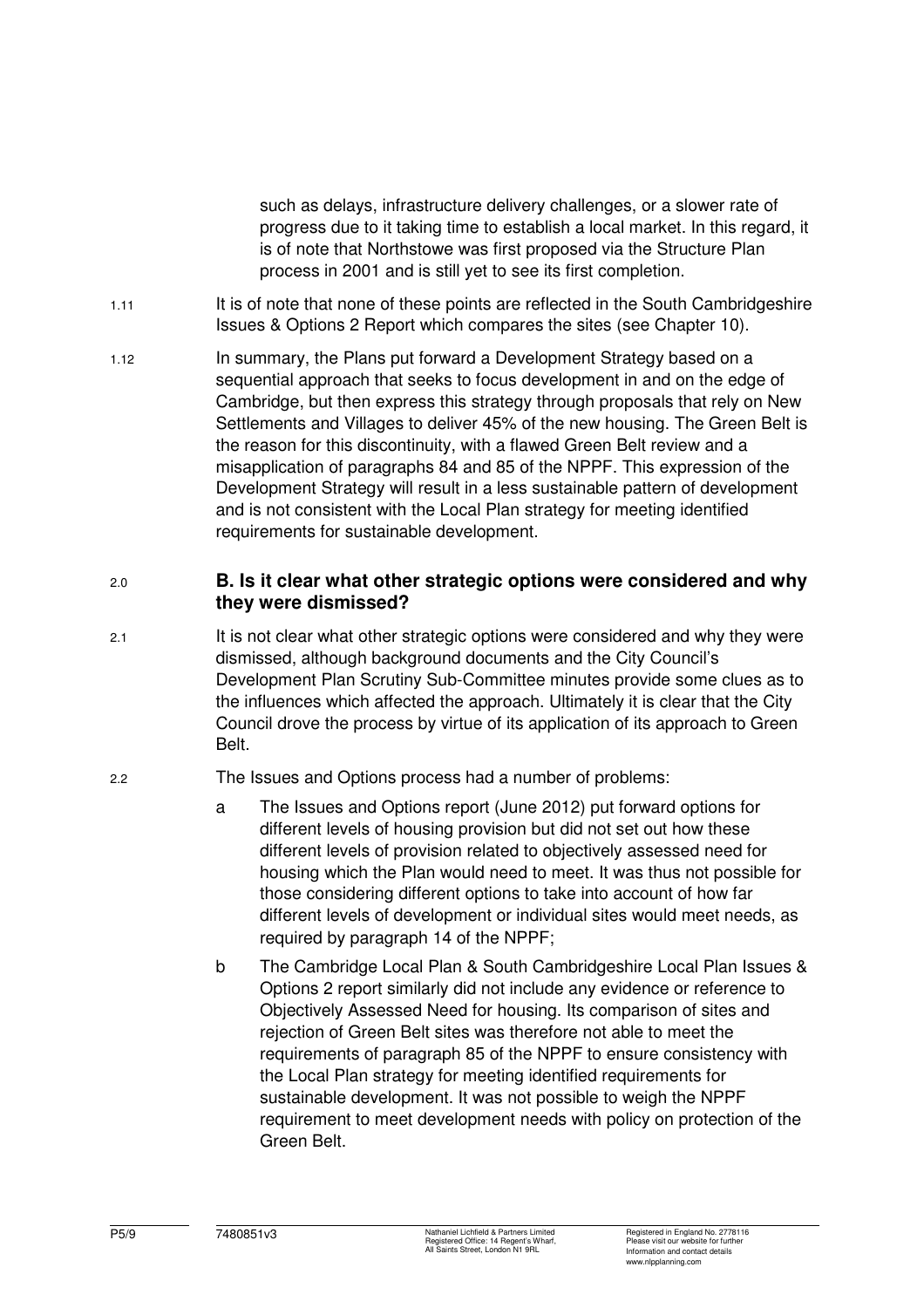such as delays, infrastructure delivery challenges, or a slower rate of progress due to it taking time to establish a local market. In this regard, it is of note that Northstowe was first proposed via the Structure Plan process in 2001 and is still yet to see its first completion.

1.11 It is of note that none of these points are reflected in the South Cambridgeshire Issues & Options 2 Report which compares the sites (see Chapter 10).

1.12 In summary, the Plans put forward a Development Strategy based on a sequential approach that seeks to focus development in and on the edge of Cambridge, but then express this strategy through proposals that rely on New Settlements and Villages to deliver 45% of the new housing. The Green Belt is the reason for this discontinuity, with a flawed Green Belt review and a misapplication of paragraphs 84 and 85 of the NPPF. This expression of the Development Strategy will result in a less sustainable pattern of development and is not consistent with the Local Plan strategy for meeting identified requirements for sustainable development.

## 2.0 B. Is it clear what other strategic options were considered and why they were dismissed?

2.1 It is not clear what other strategic options were considered and why they were dismissed, although background documents and the City Council's Development Plan Scrutiny Sub-Committee minutes provide some clues as to the influences which affected the approach. Ultimately it is clear that the City Council drove the process by virtue of its application of its approach to Green Belt.

2.2 The Issues and Options process had a number of problems:

a The Issues and Options report (June 2012) put forward options for different levels of housing provision but did not set out how these different levels of provision related to objectively assessed need for housing which the Plan would need to meet. It was thus not possible for those considering different options to take into account of how far different levels of development or individual sites would meet needs, as required by paragraph 14 of the NPPF;

b The Cambridge Local Plan & South Cambridgeshire Local Plan Issues & Options 2 report similarly did not include any evidence or reference to Objectively Assessed Need for housing. Its comparison of sites and rejection of Green Belt sites was therefore not able to meet the requirements of paragraph 85 of the NPPF to ensure consistency with the Local Plan strategy for meeting identified requirements for sustainable development. It was not possible to weigh the NPPF requirement to meet development needs with policy on protection of the Green Belt.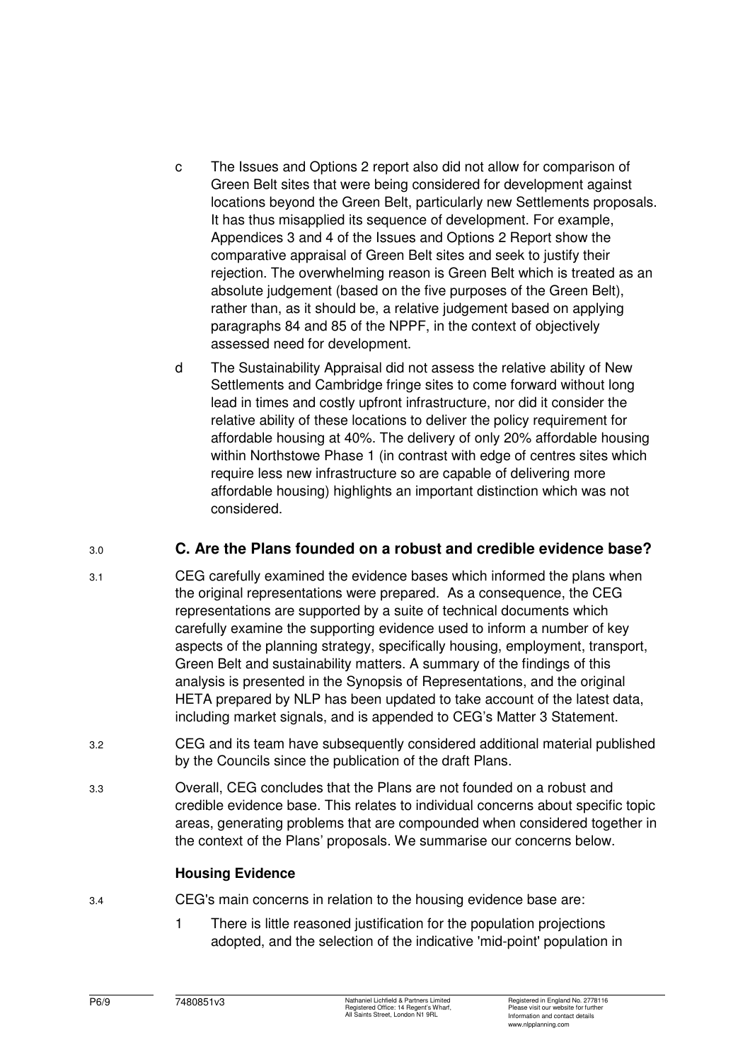c The Issues and Options 2 report also did not allow for comparison of Green Belt sites that were being considered for development against locations beyond the Green Belt, particularly new Settlements proposals. It has thus misapplied its sequence of development. For example, Appendices 3 and 4 of the Issues and Options 2 Report show the comparative appraisal of Green Belt sites and seek to justify their rejection. The overwhelming reason is Green Belt which is treated as an absolute judgement (based on the five purposes of the Green Belt), rather than, as it should be, a relative judgement based on applying paragraphs 84 and 85 of the NPPF, in the context of objectively assessed need for development.

d The Sustainability Appraisal did not assess the relative ability of New Settlements and Cambridge fringe sites to come forward without long lead in times and costly upfront infrastructure, nor did it consider the relative ability of these locations to deliver the policy requirement for affordable housing at 40%. The delivery of only 20% affordable housing within Northstowe Phase 1 (in contrast with edge of centres sites which require less new infrastructure so are capable of delivering more affordable housing) highlights an important distinction which was not considered.

## 3.0 C. Are the Plans founded on a robust and credible evidence base?

3.1 CEG carefully examined the evidence bases which informed the plans when the original representations were prepared. As a consequence, the CEG representations are supported by a suite of technical documents which carefully examine the supporting evidence used to inform a number of key aspects of the planning strategy, specifically housing, employment, transport, Green Belt and sustainability matters. A summary of the findings of this analysis is presented in the Synopsis of Representations, and the original HETA prepared by NLP has been updated to take account of the latest data, including market signals, and is appended to CEG's Matter 3 Statement.

3.2 CEG and its team have subsequently considered additional material published by the Councils since the publication of the draft Plans.

3.3 Overall, CEG concludes that the Plans are not founded on a robust and credible evidence base. This relates to individual concerns about specific topic areas, generating problems that are compounded when considered together in the context of the Plans' proposals. We summarise our concerns below.

### Housing Evidence

3.4 CEG's main concerns in relation to the housing evidence base are:

1 There is little reasoned justification for the population projections adopted, and the selection of the indicative 'mid-point' population in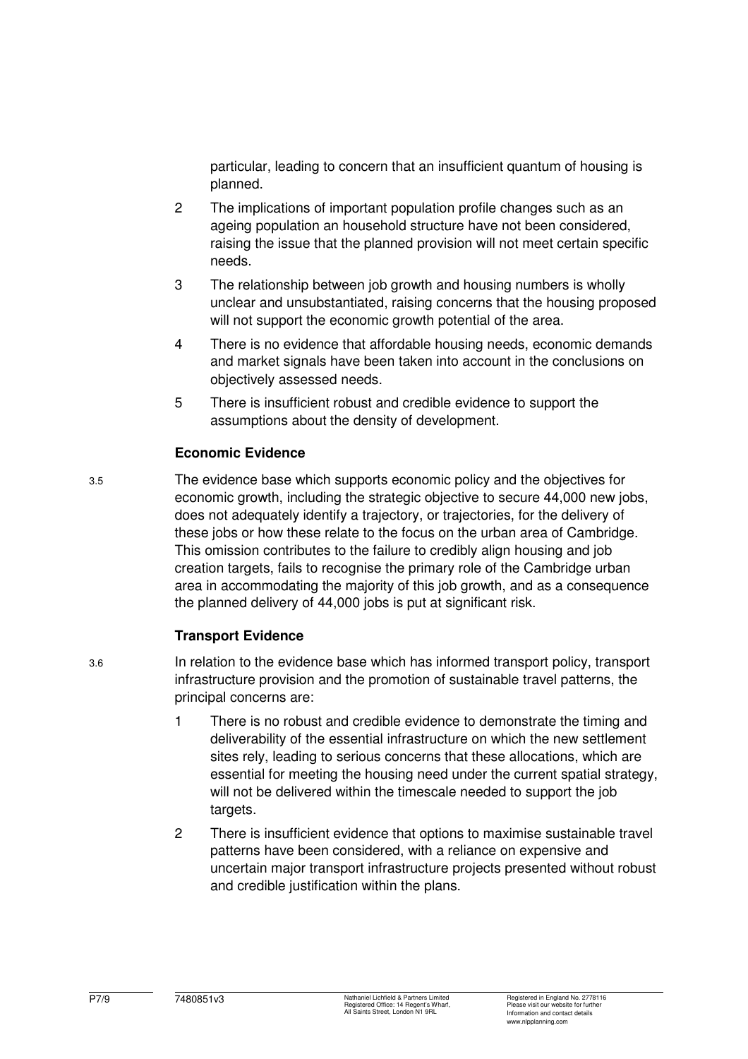particular, leading to concern that an insufficient quantum of housing is planned.

2. The implications of important population profile changes such as an ageing population an household structure have not been considered, raising the issue that the planned provision will not meet certain specific needs.
3. The relationship between job growth and housing numbers is wholly unclear and unsubstantiated, raising concerns that the housing proposed will not support the economic growth potential of the area.
4. There is no evidence that affordable housing needs, economic demands and market signals have been taken into account in the conclusions on objectively assessed needs.
5. There is insufficient robust and credible evidence to support the assumptions about the density of development.

**Economic Evidence**

3.5 The evidence base which supports economic policy and the objectives for economic growth, including the strategic objective to secure 44,000 new jobs, does not adequately identify a trajectory, or trajectories, for the delivery of these jobs or how these relate to the focus on the urban area of Cambridge. This omission contributes to the failure to credibly align housing and job creation targets, fails to recognise the primary role of the Cambridge urban area in accommodating the majority of this job growth, and as a consequence the planned delivery of 44,000 jobs is put at significant risk.

**Transport Evidence**

3.6 In relation to the evidence base which has informed transport policy, transport infrastructure provision and the promotion of sustainable travel patterns, the principal concerns are:

1. There is no robust and credible evidence to demonstrate the timing and deliverability of the essential infrastructure on which the new settlement sites rely, leading to serious concerns that these allocations, which are essential for meeting the housing need under the current spatial strategy, will not be delivered within the timescale needed to support the job targets.
2. There is insufficient evidence that options to maximise sustainable travel patterns have been considered, with a reliance on expensive and uncertain major transport infrastructure projects presented without robust and credible justification within the plans.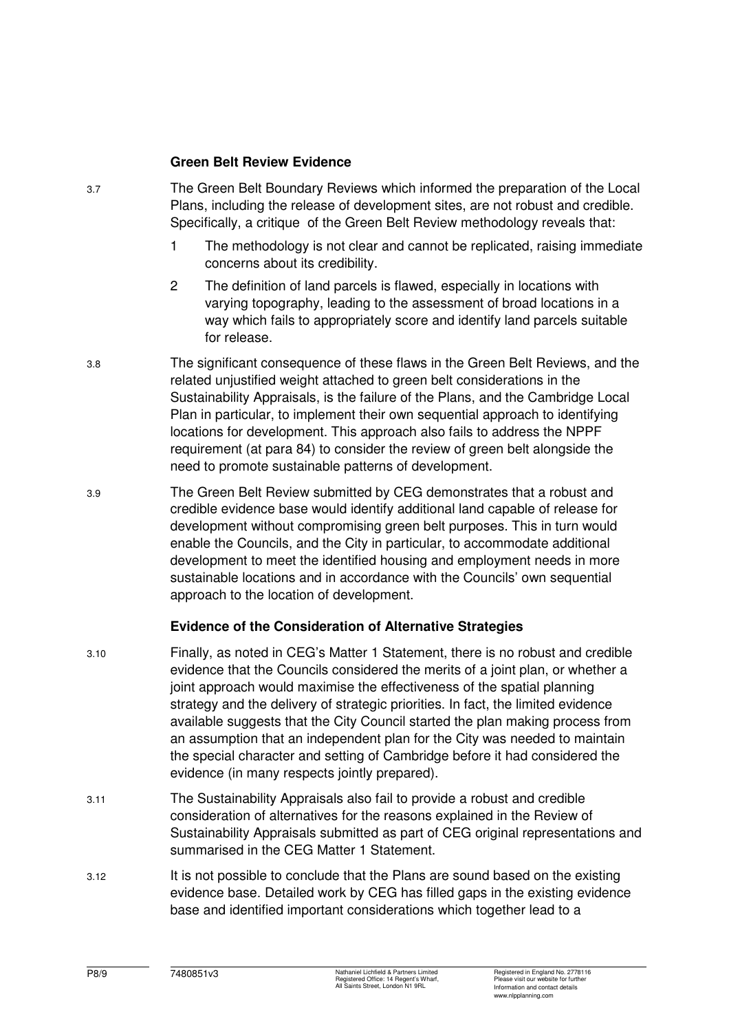### Green Belt Review Evidence

3.7 The Green Belt Boundary Reviews which informed the preparation of the Local Plans, including the release of development sites, are not robust and credible. Specifically, a critique of the Green Belt Review methodology reveals that:

1. The methodology is not clear and cannot be replicated, raising immediate concerns about its credibility.
2. The definition of land parcels is flawed, especially in locations with varying topography, leading to the assessment of broad locations in a way which fails to appropriately score and identify land parcels suitable for release.

3.8 The significant consequence of these flaws in the Green Belt Reviews, and the related unjustified weight attached to green belt considerations in the Sustainability Appraisals, is the failure of the Plans, and the Cambridge Local Plan in particular, to implement their own sequential approach to identifying locations for development. This approach also fails to address the NPPF requirement (at para 84) to consider the review of green belt alongside the need to promote sustainable patterns of development.

3.9 The Green Belt Review submitted by CEG demonstrates that a robust and credible evidence base would identify additional land capable of release for development without compromising green belt purposes. This in turn would enable the Councils, and the City in particular, to accommodate additional development to meet the identified housing and employment needs in more sustainable locations and in accordance with the Councils' own sequential approach to the location of development.

### Evidence of the Consideration of Alternative Strategies

3.10 Finally, as noted in CEG's Matter 1 Statement, there is no robust and credible evidence that the Councils considered the merits of a joint plan, or whether a joint approach would maximise the effectiveness of the spatial planning strategy and the delivery of strategic priorities. In fact, the limited evidence available suggests that the City Council started the plan making process from an assumption that an independent plan for the City was needed to maintain the special character and setting of Cambridge before it had considered the evidence (in many respects jointly prepared).

3.11 The Sustainability Appraisals also fail to provide a robust and credible consideration of alternatives for the reasons explained in the Review of Sustainability Appraisals submitted as part of CEG original representations and summarised in the CEG Matter 1 Statement.

3.12 It is not possible to conclude that the Plans are sound based on the existing evidence base. Detailed work by CEG has filled gaps in the existing evidence base and identified important considerations which together lead to a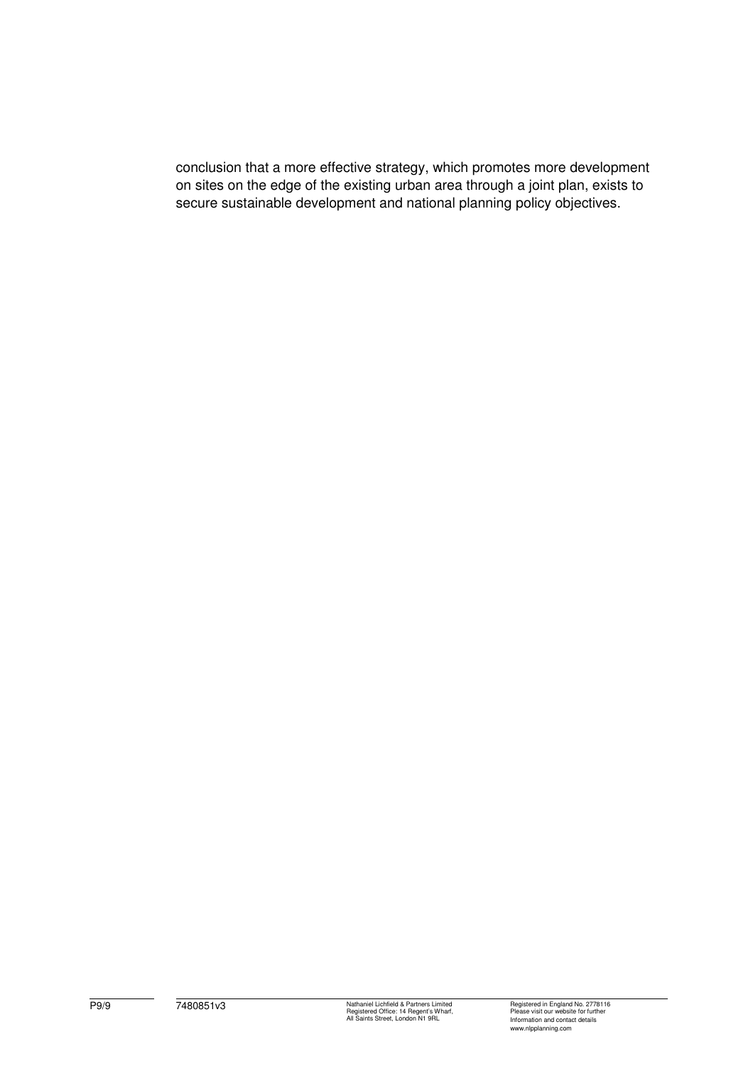conclusion that a more effective strategy, which promotes more development on sites on the edge of the existing urban area through a joint plan, exists to secure sustainable development and national planning policy objectives.